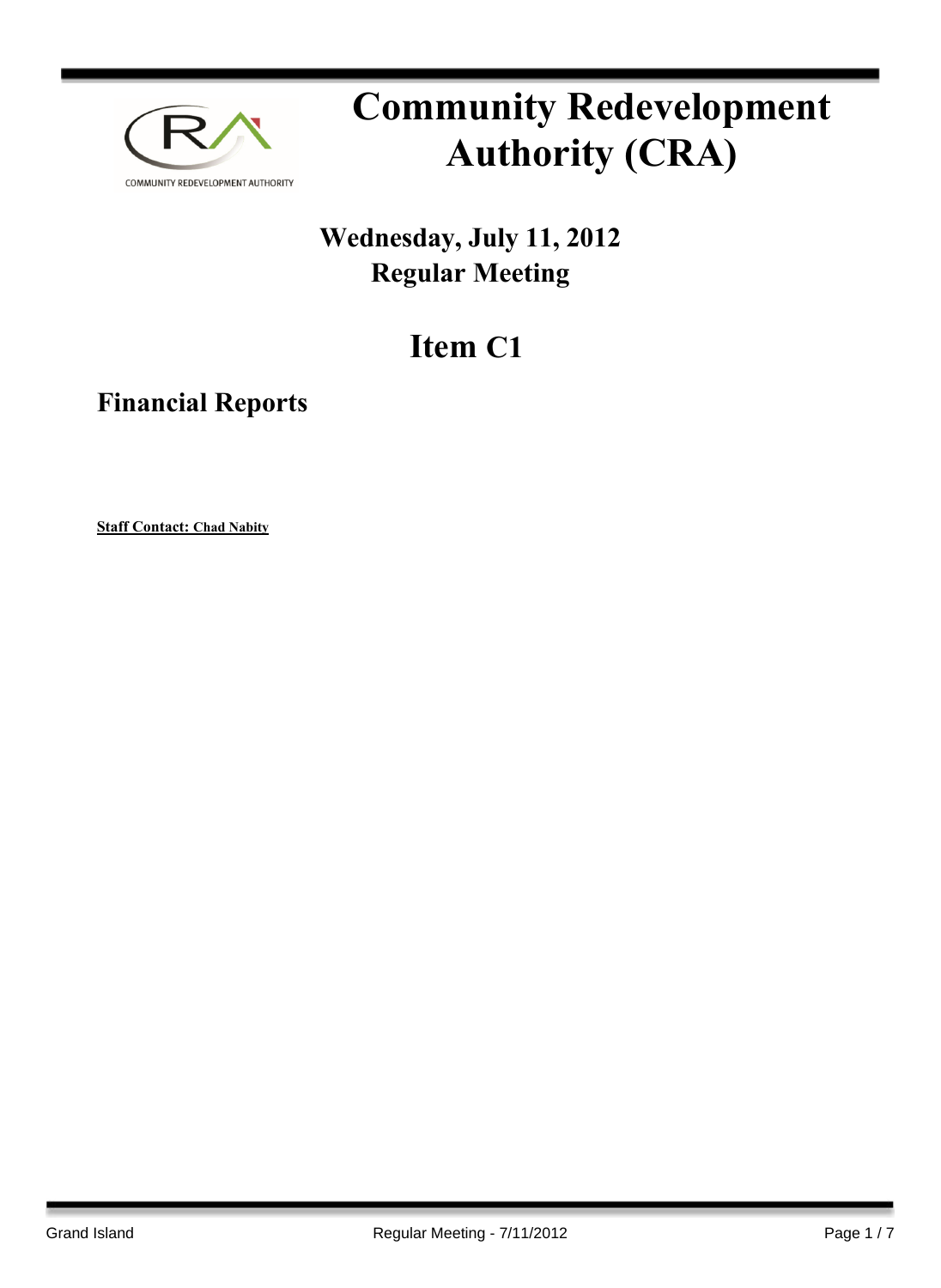# Community Redevelopment Authority (CRA)

## Wednesday, July 11, 2012
## Regular Meeting

# Item C1

## Financial Reports

**Staff Contact: Chad Nabity**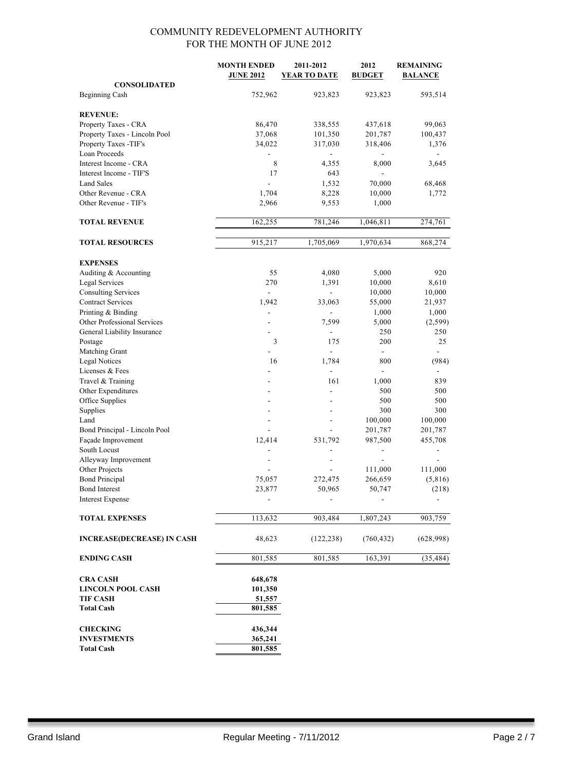# COMMUNITY REDEVELOPMENT AUTHORITY
## FOR THE MONTH OF JUNE 2012

| | MONTH ENDED JUNE 2012 | 2011-2012 YEAR TO DATE | 2012 BUDGET | REMAINING BALANCE |
|---|---|---|---|---|
| **CONSOLIDATED** | | | | |
| Beginning Cash | 752,962 | 923,823 | 923,823 | 593,514 |
| **REVENUE:** | | | | |
| Property Taxes - CRA | 86,470 | 338,555 | 437,618 | 99,063 |
| Property Taxes - Lincoln Pool | 37,068 | 101,350 | 201,787 | 100,437 |
| Property Taxes -TIF's | 34,022 | 317,030 | 318,406 | 1,376 |
| Loan Proceeds | - | - | - | - |
| Interest Income - CRA | 8 | 4,355 | 8,000 | 3,645 |
| Interest Income - TIF'S | 17 | 643 | - | |
| Land Sales | - | 1,532 | 70,000 | 68,468 |
| Other Revenue - CRA | 1,704 | 8,228 | 10,000 | 1,772 |
| Other Revenue - TIF's | 2,966 | 9,553 | 1,000 | |
| **TOTAL REVENUE** | 162,255 | 781,246 | 1,046,811 | 274,761 |
| **TOTAL RESOURCES** | 915,217 | 1,705,069 | 1,970,634 | 868,274 |
| **EXPENSES** | | | | |
| Auditing & Accounting | 55 | 4,080 | 5,000 | 920 |
| Legal Services | 270 | 1,391 | 10,000 | 8,610 |
| Consulting Services | - | - | 10,000 | 10,000 |
| Contract Services | 1,942 | 33,063 | 55,000 | 21,937 |
| Printing & Binding | - | - | 1,000 | 1,000 |
| Other Professional Services | - | 7,599 | 5,000 | (2,599) |
| General Liability Insurance | - | - | 250 | 250 |
| Postage | 3 | 175 | 200 | 25 |
| Matching Grant | - | - | - | - |
| Legal Notices | 16 | 1,784 | 800 | (984) |
| Licenses & Fees | - | - | - | - |
| Travel & Training | - | 161 | 1,000 | 839 |
| Other Expenditures | - | - | 500 | 500 |
| Office Supplies | - | - | 500 | 500 |
| Supplies | - | - | 300 | 300 |
| Land | - | - | 100,000 | 100,000 |
| Bond Principal - Lincoln Pool | - | - | 201,787 | 201,787 |
| Façade Improvement | 12,414 | 531,792 | 987,500 | 455,708 |
| South Locust | - | - | - | - |
| Alleyway Improvement | - | - | - | - |
| Other Projects | - | - | 111,000 | 111,000 |
| Bond Principal | 75,057 | 272,475 | 266,659 | (5,816) |
| Bond Interest | 23,877 | 50,965 | 50,747 | (218) |
| Interest Expense | - | - | - | - |
| **TOTAL EXPENSES** | 113,632 | 903,484 | 1,807,243 | 903,759 |
| **INCREASE(DECREASE) IN CASH** | 48,623 | (122,238) | (760,432) | (628,998) |
| **ENDING CASH** | 801,585 | 801,585 | 163,391 | (35,484) |

| | |
|---|---|
| **CRA CASH** | **648,678** |
| **LINCOLN POOL CASH** | **101,350** |
| **TIF CASH** | **51,557** |
| **Total Cash** | **801,585** |
| | |
| **CHECKING** | **436,344** |
| **INVESTMENTS** | **365,241** |
| **Total Cash** | **801,585** |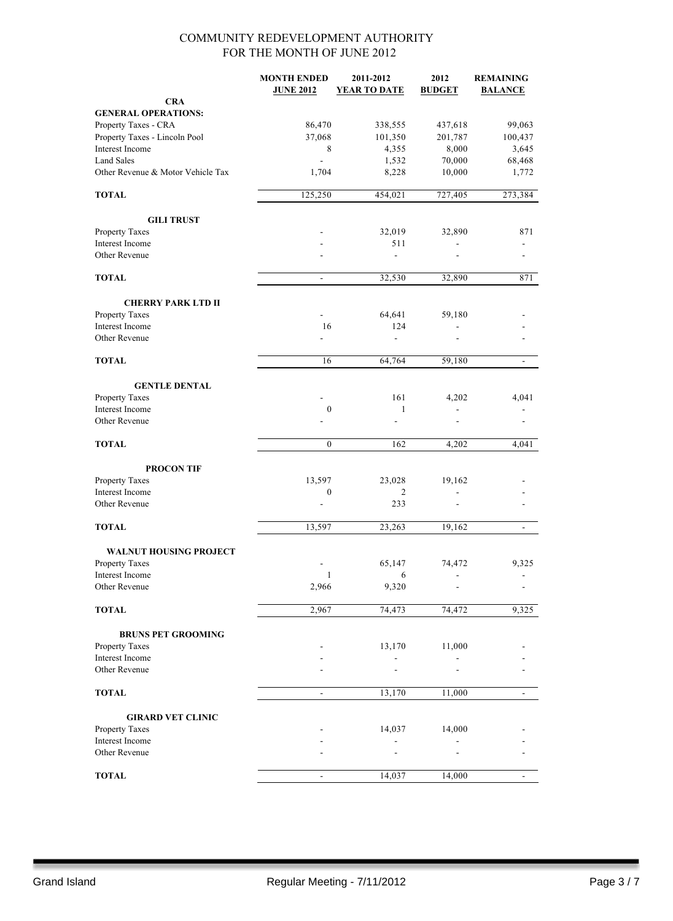# COMMUNITY REDEVELOPMENT AUTHORITY
## FOR THE MONTH OF JUNE 2012

| | MONTH ENDED JUNE 2012 | 2011-2012 YEAR TO DATE | 2012 BUDGET | REMAINING BALANCE |
|---|---|---|---|---|
| **CRA** | | | | |
| **GENERAL OPERATIONS:** | | | | |
| Property Taxes - CRA | 86,470 | 338,555 | 437,618 | 99,063 |
| Property Taxes - Lincoln Pool | 37,068 | 101,350 | 201,787 | 100,437 |
| Interest Income | 8 | 4,355 | 8,000 | 3,645 |
| Land Sales | - | 1,532 | 70,000 | 68,468 |
| Other Revenue & Motor Vehicle Tax | 1,704 | 8,228 | 10,000 | 1,772 |
| **TOTAL** | 125,250 | 454,021 | 727,405 | 273,384 |
| **GILI TRUST** | | | | |
| Property Taxes | - | 32,019 | 32,890 | 871 |
| Interest Income | - | 511 | - | - |
| Other Revenue | - | - | - | - |
| **TOTAL** | - | 32,530 | 32,890 | 871 |
| **CHERRY PARK LTD II** | | | | |
| Property Taxes | - | 64,641 | 59,180 | - |
| Interest Income | 16 | 124 | - | - |
| Other Revenue | - | - | - | - |
| **TOTAL** | 16 | 64,764 | 59,180 | - |
| **GENTLE DENTAL** | | | | |
| Property Taxes | - | 161 | 4,202 | 4,041 |
| Interest Income | 0 | 1 | - | - |
| Other Revenue | - | - | - | - |
| **TOTAL** | 0 | 162 | 4,202 | 4,041 |
| **PROCON TIF** | | | | |
| Property Taxes | 13,597 | 23,028 | 19,162 | - |
| Interest Income | 0 | 2 | - | - |
| Other Revenue | - | 233 | - | - |
| **TOTAL** | 13,597 | 23,263 | 19,162 | - |
| **WALNUT HOUSING PROJECT** | | | | |
| Property Taxes | - | 65,147 | 74,472 | 9,325 |
| Interest Income | 1 | 6 | - | - |
| Other Revenue | 2,966 | 9,320 | - | - |
| **TOTAL** | 2,967 | 74,473 | 74,472 | 9,325 |
| **BRUNS PET GROOMING** | | | | |
| Property Taxes | - | 13,170 | 11,000 | - |
| Interest Income | - | - | - | - |
| Other Revenue | - | - | - | - |
| **TOTAL** | - | 13,170 | 11,000 | - |
| **GIRARD VET CLINIC** | | | | |
| Property Taxes | - | 14,037 | 14,000 | - |
| Interest Income | - | - | - | - |
| Other Revenue | - | - | - | - |
| **TOTAL** | - | 14,037 | 14,000 | - |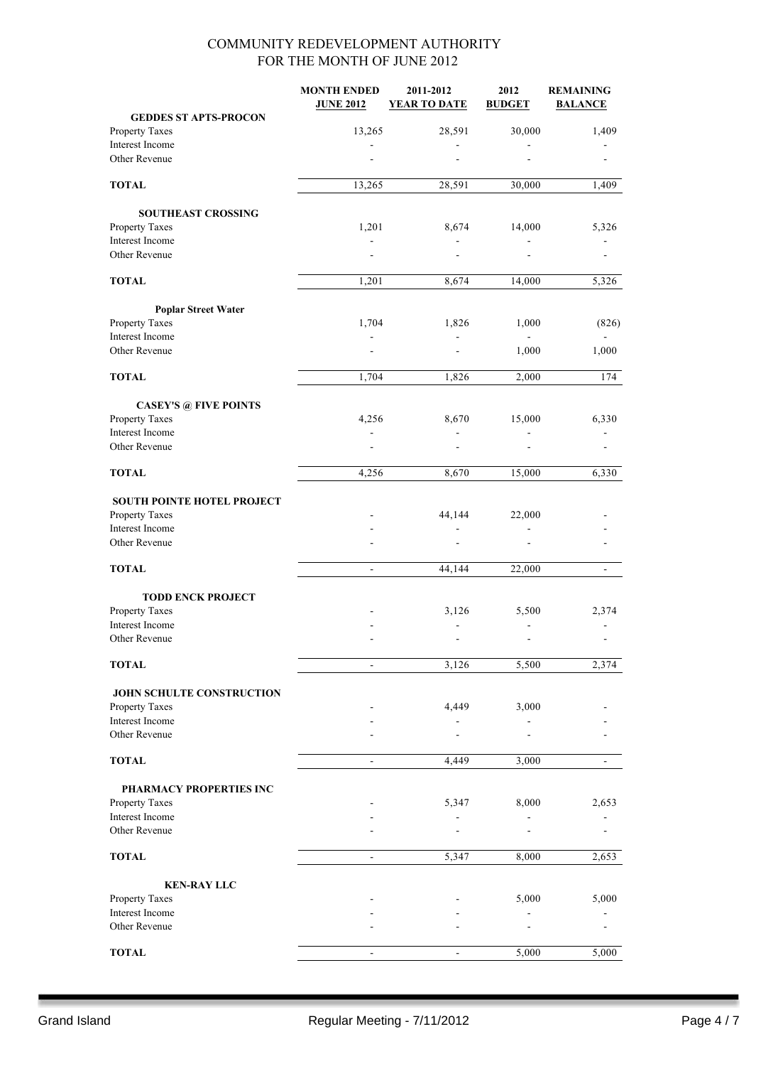# COMMUNITY REDEVELOPMENT AUTHORITY
## FOR THE MONTH OF JUNE 2012

| | MONTH ENDED JUNE 2012 | 2011-2012 YEAR TO DATE | 2012 BUDGET | REMAINING BALANCE |
|---|---|---|---|---|
| **GEDDES ST APTS-PROCON** | | | | |
| Property Taxes | 13,265 | 28,591 | 30,000 | 1,409 |
| Interest Income | - | - | - | - |
| Other Revenue | - | - | - | - |
| **TOTAL** | 13,265 | 28,591 | 30,000 | 1,409 |
| **SOUTHEAST CROSSING** | | | | |
| Property Taxes | 1,201 | 8,674 | 14,000 | 5,326 |
| Interest Income | - | - | - | - |
| Other Revenue | - | - | - | - |
| **TOTAL** | 1,201 | 8,674 | 14,000 | 5,326 |
| **Poplar Street Water** | | | | |
| Property Taxes | 1,704 | 1,826 | 1,000 | (826) |
| Interest Income | - | - | - | - |
| Other Revenue | - | - | 1,000 | 1,000 |
| **TOTAL** | 1,704 | 1,826 | 2,000 | 174 |
| **CASEY'S @ FIVE POINTS** | | | | |
| Property Taxes | 4,256 | 8,670 | 15,000 | 6,330 |
| Interest Income | - | - | - | - |
| Other Revenue | - | - | - | - |
| **TOTAL** | 4,256 | 8,670 | 15,000 | 6,330 |
| **SOUTH POINTE HOTEL PROJECT** | | | | |
| Property Taxes | - | 44,144 | 22,000 | - |
| Interest Income | - | - | - | - |
| Other Revenue | - | - | - | - |
| **TOTAL** | - | 44,144 | 22,000 | - |
| **TODD ENCK PROJECT** | | | | |
| Property Taxes | - | 3,126 | 5,500 | 2,374 |
| Interest Income | - | - | - | - |
| Other Revenue | - | - | - | - |
| **TOTAL** | - | 3,126 | 5,500 | 2,374 |
| **JOHN SCHULTE CONSTRUCTION** | | | | |
| Property Taxes | - | 4,449 | 3,000 | - |
| Interest Income | - | - | - | - |
| Other Revenue | - | - | - | - |
| **TOTAL** | - | 4,449 | 3,000 | - |
| **PHARMACY PROPERTIES INC** | | | | |
| Property Taxes | - | 5,347 | 8,000 | 2,653 |
| Interest Income | - | - | - | - |
| Other Revenue | - | - | - | - |
| **TOTAL** | - | 5,347 | 8,000 | 2,653 |
| **KEN-RAY LLC** | | | | |
| Property Taxes | - | - | 5,000 | 5,000 |
| Interest Income | - | - | - | - |
| Other Revenue | - | - | - | - |
| **TOTAL** | - | - | 5,000 | 5,000 |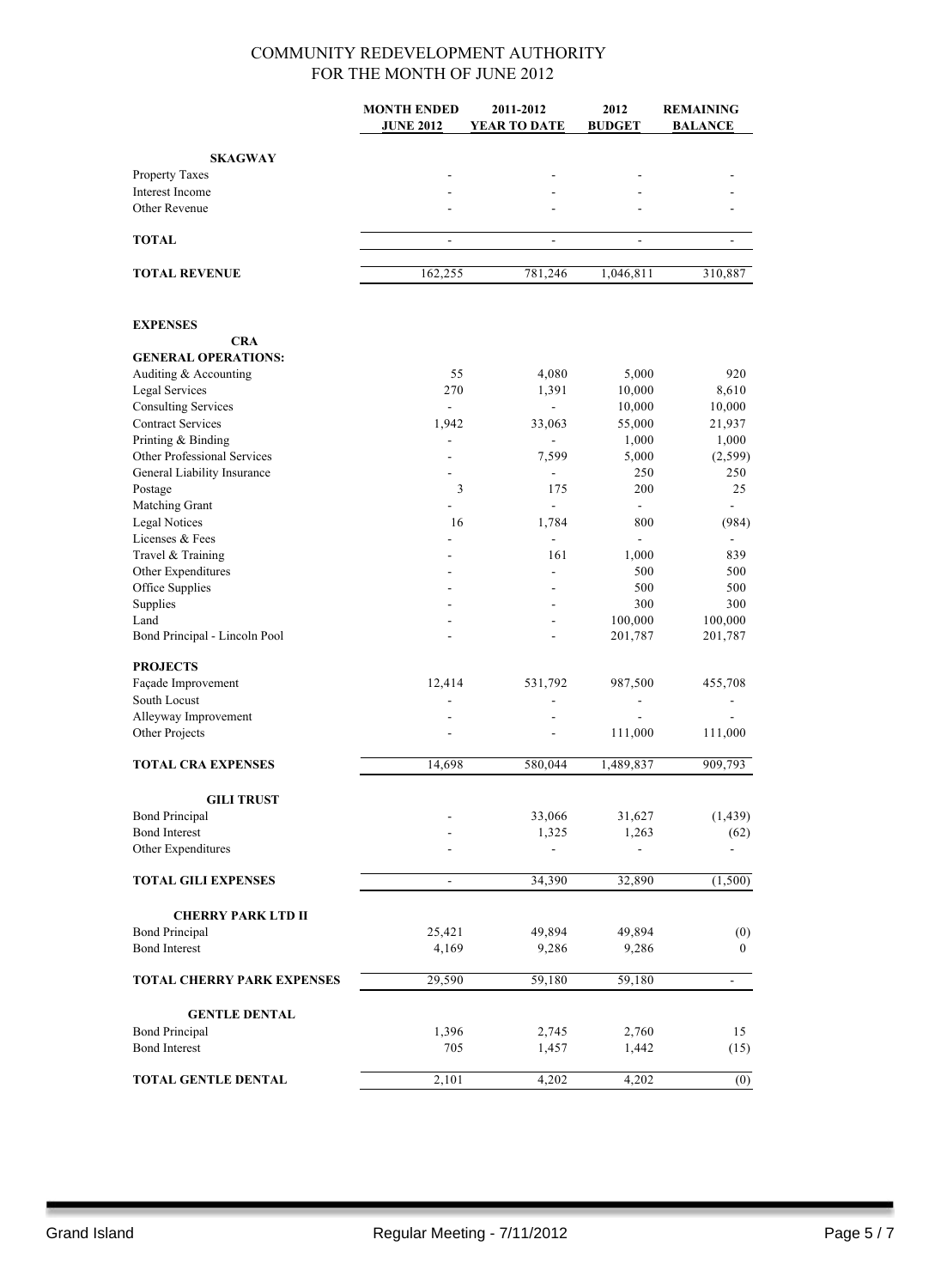# COMMUNITY REDEVELOPMENT AUTHORITY
## FOR THE MONTH OF JUNE 2012

| | MONTH ENDED JUNE 2012 | 2011-2012 YEAR TO DATE | 2012 BUDGET | REMAINING BALANCE |
|---|---|---|---|---|
| **SKAGWAY** | | | | |
| Property Taxes | - | - | - | - |
| Interest Income | - | - | - | - |
| Other Revenue | - | - | - | - |
| **TOTAL** | - | - | - | - |
| **TOTAL REVENUE** | 162,255 | 781,246 | 1,046,811 | 310,887 |
| **EXPENSES** | | | | |
| **CRA** | | | | |
| **GENERAL OPERATIONS:** | | | | |
| Auditing & Accounting | 55 | 4,080 | 5,000 | 920 |
| Legal Services | 270 | 1,391 | 10,000 | 8,610 |
| Consulting Services | - | - | 10,000 | 10,000 |
| Contract Services | 1,942 | 33,063 | 55,000 | 21,937 |
| Printing & Binding | - | - | 1,000 | 1,000 |
| Other Professional Services | - | 7,599 | 5,000 | (2,599) |
| General Liability Insurance | - | - | 250 | 250 |
| Postage | 3 | 175 | 200 | 25 |
| Matching Grant | - | - | - | - |
| Legal Notices | 16 | 1,784 | 800 | (984) |
| Licenses & Fees | - | - | - | - |
| Travel & Training | - | 161 | 1,000 | 839 |
| Other Expenditures | - | - | 500 | 500 |
| Office Supplies | - | - | 500 | 500 |
| Supplies | - | - | 300 | 300 |
| Land | - | - | 100,000 | 100,000 |
| Bond Principal - Lincoln Pool | - | - | 201,787 | 201,787 |
| **PROJECTS** | | | | |
| Façade Improvement | 12,414 | 531,792 | 987,500 | 455,708 |
| South Locust | - | - | - | - |
| Alleyway Improvement | - | - | - | - |
| Other Projects | - | - | 111,000 | 111,000 |
| **TOTAL CRA EXPENSES** | 14,698 | 580,044 | 1,489,837 | 909,793 |
| **GILI TRUST** | | | | |
| Bond Principal | - | 33,066 | 31,627 | (1,439) |
| Bond Interest | - | 1,325 | 1,263 | (62) |
| Other Expenditures | - | - | - | - |
| **TOTAL GILI EXPENSES** | - | 34,390 | 32,890 | (1,500) |
| **CHERRY PARK LTD II** | | | | |
| Bond Principal | 25,421 | 49,894 | 49,894 | (0) |
| Bond Interest | 4,169 | 9,286 | 9,286 | 0 |
| **TOTAL CHERRY PARK EXPENSES** | 29,590 | 59,180 | 59,180 | - |
| **GENTLE DENTAL** | | | | |
| Bond Principal | 1,396 | 2,745 | 2,760 | 15 |
| Bond Interest | 705 | 1,457 | 1,442 | (15) |
| **TOTAL GENTLE DENTAL** | 2,101 | 4,202 | 4,202 | (0) |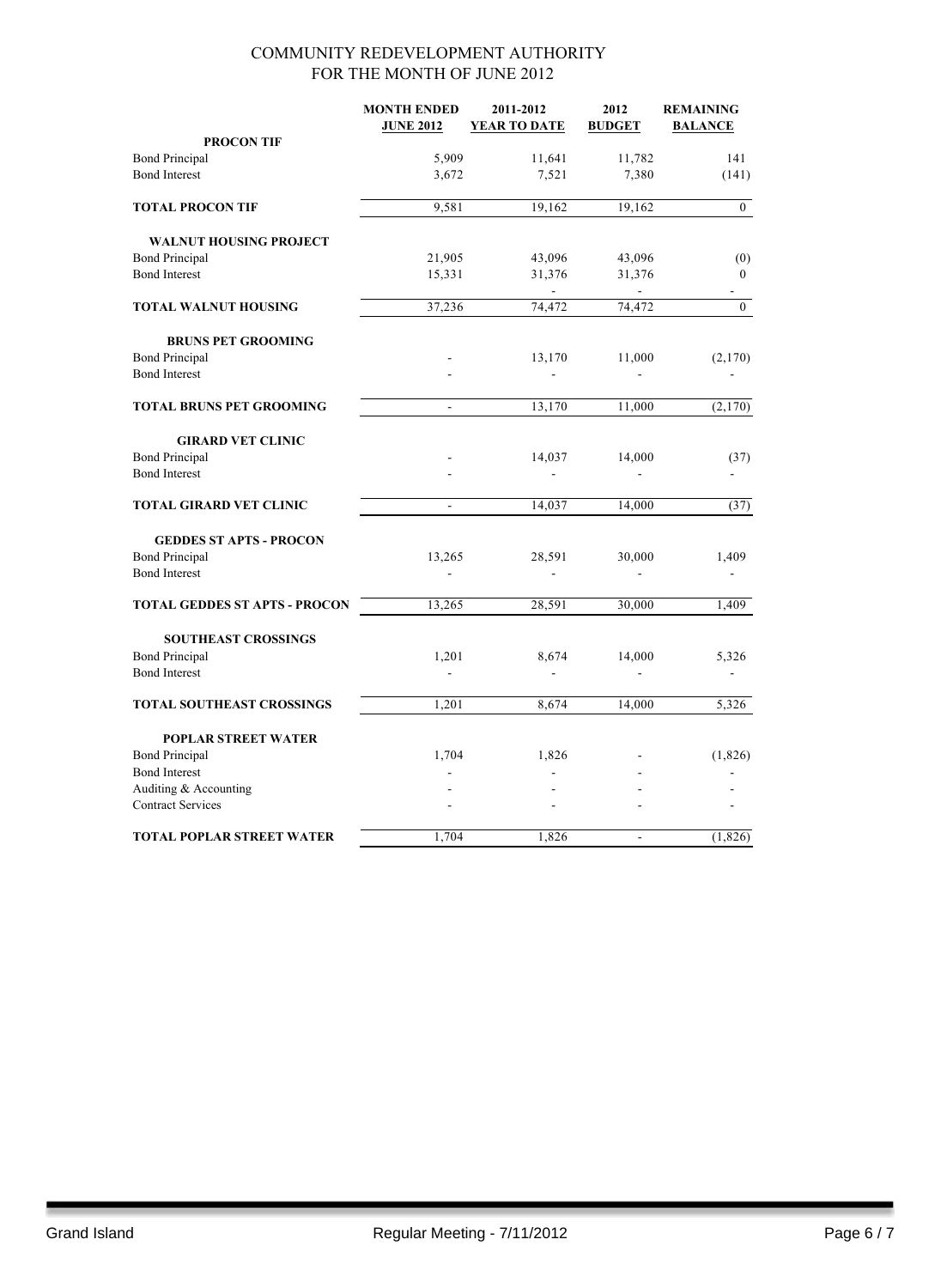# COMMUNITY REDEVELOPMENT AUTHORITY
## FOR THE MONTH OF JUNE 2012

| | MONTH ENDED JUNE 2012 | 2011-2012 YEAR TO DATE | 2012 BUDGET | REMAINING BALANCE |
|---|---|---|---|---|
| **PROCON TIF** | | | | |
| Bond Principal | 5,909 | 11,641 | 11,782 | 141 |
| Bond Interest | 3,672 | 7,521 | 7,380 | (141) |
| **TOTAL PROCON TIF** | 9,581 | 19,162 | 19,162 | 0 |
| **WALNUT HOUSING PROJECT** | | | | |
| Bond Principal | 21,905 | 43,096 | 43,096 | (0) |
| Bond Interest | 15,331 | 31,376 | 31,376 | 0 |
| | | - | - | - |
| **TOTAL WALNUT HOUSING** | 37,236 | 74,472 | 74,472 | 0 |
| **BRUNS PET GROOMING** | | | | |
| Bond Principal | - | 13,170 | 11,000 | (2,170) |
| Bond Interest | - | - | - | - |
| **TOTAL BRUNS PET GROOMING** | - | 13,170 | 11,000 | (2,170) |
| **GIRARD VET CLINIC** | | | | |
| Bond Principal | - | 14,037 | 14,000 | (37) |
| Bond Interest | - | - | - | - |
| **TOTAL GIRARD VET CLINIC** | - | 14,037 | 14,000 | (37) |
| **GEDDES ST APTS - PROCON** | | | | |
| Bond Principal | 13,265 | 28,591 | 30,000 | 1,409 |
| Bond Interest | - | - | - | - |
| **TOTAL GEDDES ST APTS - PROCON** | 13,265 | 28,591 | 30,000 | 1,409 |
| **SOUTHEAST CROSSINGS** | | | | |
| Bond Principal | 1,201 | 8,674 | 14,000 | 5,326 |
| Bond Interest | - | - | - | - |
| **TOTAL SOUTHEAST CROSSINGS** | 1,201 | 8,674 | 14,000 | 5,326 |
| **POPLAR STREET WATER** | | | | |
| Bond Principal | 1,704 | 1,826 | - | (1,826) |
| Bond Interest | - | - | - | - |
| Auditing & Accounting | - | - | - | - |
| Contract Services | - | - | - | - |
| **TOTAL POPLAR STREET WATER** | 1,704 | 1,826 | - | (1,826) |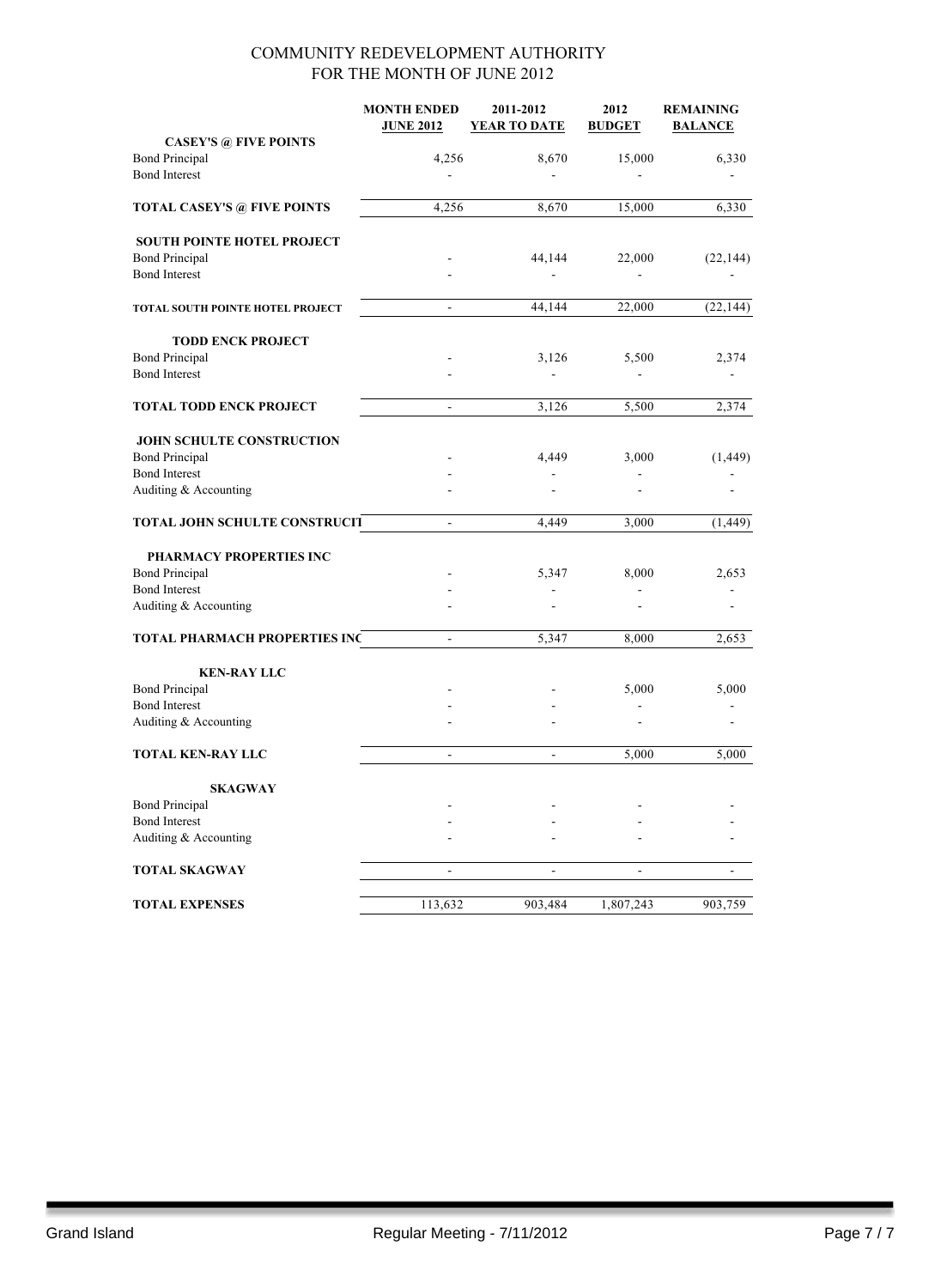COMMUNITY REDEVELOPMENT AUTHORITY
FOR THE MONTH OF JUNE 2012

| | MONTH ENDED JUNE 2012 | 2011-2012 YEAR TO DATE | 2012 BUDGET | REMAINING BALANCE |
|---|---|---|---|---|
| **CASEY'S @ FIVE POINTS** | | | | |
| Bond Principal | 4,256 | 8,670 | 15,000 | 6,330 |
| Bond Interest | - | - | - | - |
| **TOTAL CASEY'S @ FIVE POINTS** | 4,256 | 8,670 | 15,000 | 6,330 |
| **SOUTH POINTE HOTEL PROJECT** | | | | |
| Bond Principal | - | 44,144 | 22,000 | (22,144) |
| Bond Interest | - | - | - | - |
| **TOTAL SOUTH POINTE HOTEL PROJECT** | - | 44,144 | 22,000 | (22,144) |
| **TODD ENCK PROJECT** | | | | |
| Bond Principal | - | 3,126 | 5,500 | 2,374 |
| Bond Interest | - | - | - | - |
| **TOTAL TODD ENCK PROJECT** | - | 3,126 | 5,500 | 2,374 |
| **JOHN SCHULTE CONSTRUCTION** | | | | |
| Bond Principal | - | 4,449 | 3,000 | (1,449) |
| Bond Interest | - | - | - | - |
| Auditing & Accounting | - | - | - | - |
| **TOTAL JOHN SCHULTE CONSTRUCTI** | - | 4,449 | 3,000 | (1,449) |
| **PHARMACY PROPERTIES INC** | | | | |
| Bond Principal | - | 5,347 | 8,000 | 2,653 |
| Bond Interest | - | - | - | - |
| Auditing & Accounting | - | - | - | - |
| **TOTAL PHARMACH PROPERTIES INC** | - | 5,347 | 8,000 | 2,653 |
| **KEN-RAY LLC** | | | | |
| Bond Principal | - | - | 5,000 | 5,000 |
| Bond Interest | - | - | - | - |
| Auditing & Accounting | - | - | - | - |
| **TOTAL KEN-RAY LLC** | - | - | 5,000 | 5,000 |
| **SKAGWAY** | | | | |
| Bond Principal | - | - | - | - |
| Bond Interest | - | - | - | - |
| Auditing & Accounting | - | - | - | - |
| **TOTAL SKAGWAY** | - | - | - | - |
| **TOTAL EXPENSES** | 113,632 | 903,484 | 1,807,243 | 903,759 |